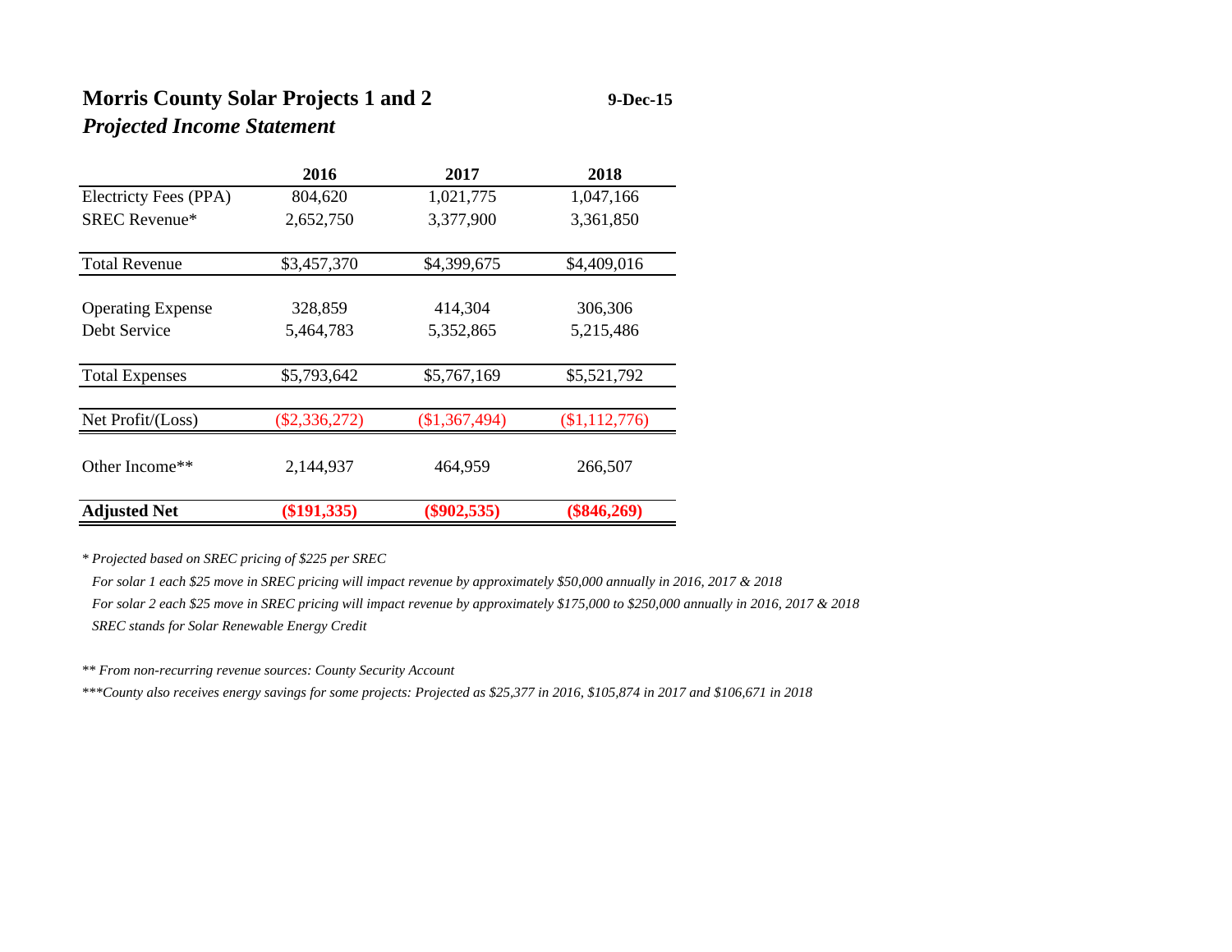# Morris County Solar Projects 1 and 2

**9-Dec-15**

***Projected Income Statement***

| | 2016 | 2017 | 2018 |
|---|---|---|---|
| Electricty Fees (PPA) | 804,620 | 1,021,775 | 1,047,166 |
| SREC Revenue* | 2,652,750 | 3,377,900 | 3,361,850 |
| Total Revenue | $3,457,370 | $4,399,675 | $4,409,016 |
| Operating Expense | 328,859 | 414,304 | 306,306 |
| Debt Service | 5,464,783 | 5,352,865 | 5,215,486 |
| Total Expenses | $5,793,642 | $5,767,169 | $5,521,792 |
| Net Profit/(Loss) | ($2,336,272) | ($1,367,494) | ($1,112,776) |
| Other Income** | 2,144,937 | 464,959 | 266,507 |
| **Adjusted Net** | **($191,335)** | **($902,535)** | **($846,269)** |

*\* Projected based on SREC pricing of $225 per SREC*

*For solar 1 each $25 move in SREC pricing will impact revenue by approximately $50,000 annually in 2016, 2017 & 2018*

*For solar 2 each $25 move in SREC pricing will impact revenue by approximately $175,000 to $250,000 annually in 2016, 2017 & 2018*

*SREC stands for Solar Renewable Energy Credit*

*\*\* From non-recurring revenue sources: County Security Account*

*\*\*\*County also receives energy savings for some projects: Projected as $25,377 in 2016, $105,874 in 2017 and $106,671 in 2018*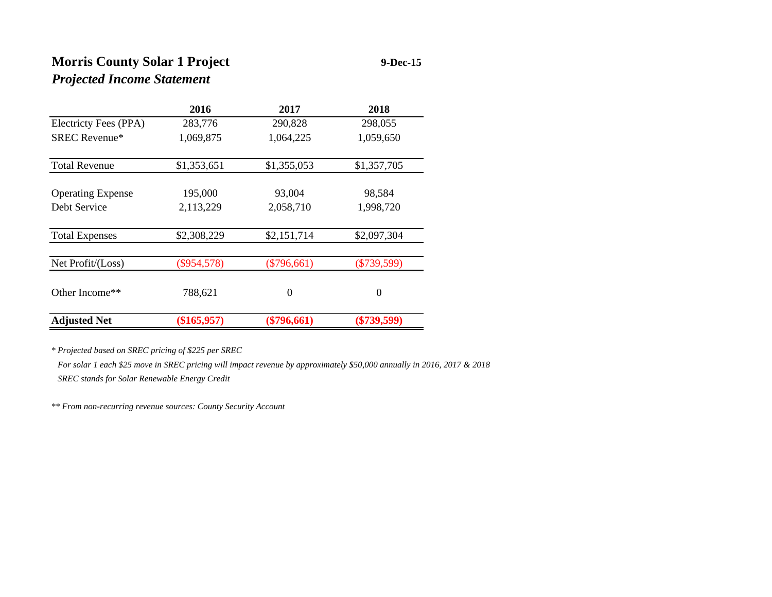# Morris County Solar 1 Project

**9-Dec-15**

## *Projected Income Statement*

| | 2016 | 2017 | 2018 |
|---|---|---|---|
| Electricty Fees (PPA) | 283,776 | 290,828 | 298,055 |
| SREC Revenue* | 1,069,875 | 1,064,225 | 1,059,650 |
| Total Revenue | $1,353,651 | $1,355,053 | $1,357,705 |
| Operating Expense | 195,000 | 93,004 | 98,584 |
| Debt Service | 2,113,229 | 2,058,710 | 1,998,720 |
| Total Expenses | $2,308,229 | $2,151,714 | $2,097,304 |
| Net Profit/(Loss) | ($954,578) | ($796,661) | ($739,599) |
| Other Income** | 788,621 | 0 | 0 |
| **Adjusted Net** | **($165,957)** | **($796,661)** | **($739,599)** |

*\* Projected based on SREC pricing of $225 per SREC*

*For solar 1 each $25 move in SREC pricing will impact revenue by approximately $50,000 annually in 2016, 2017 & 2018*

*SREC stands for Solar Renewable Energy Credit*

*\*\* From non-recurring revenue sources: County Security Account*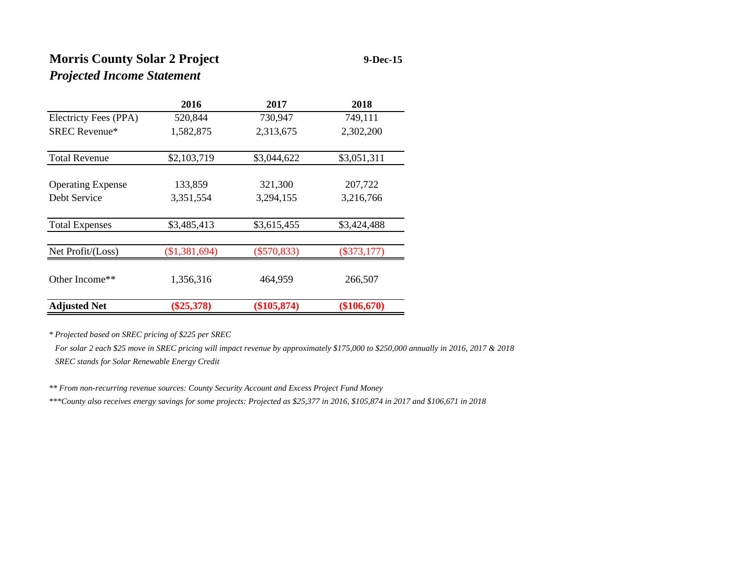# Morris County Solar 2 Project

**9-Dec-15**

## *Projected Income Statement*

| | 2016 | 2017 | 2018 |
|---|---|---|---|
| Electricty Fees (PPA) | 520,844 | 730,947 | 749,111 |
| SREC Revenue* | 1,582,875 | 2,313,675 | 2,302,200 |
| Total Revenue | $2,103,719 | $3,044,622 | $3,051,311 |
| Operating Expense | 133,859 | 321,300 | 207,722 |
| Debt Service | 3,351,554 | 3,294,155 | 3,216,766 |
| Total Expenses | $3,485,413 | $3,615,455 | $3,424,488 |
| Net Profit/(Loss) | ($1,381,694) | ($570,833) | ($373,177) |
| Other Income** | 1,356,316 | 464,959 | 266,507 |
| **Adjusted Net** | **($25,378)** | **($105,874)** | **($106,670)** |

*\* Projected based on SREC pricing of $225 per SREC*

*For solar 2 each $25 move in SREC pricing will impact revenue by approximately $175,000 to $250,000 annually in 2016, 2017 & 2018*

*SREC stands for Solar Renewable Energy Credit*

*\*\* From non-recurring revenue sources: County Security Account and Excess Project Fund Money*

*\*\*\*County also receives energy savings for some projects: Projected as $25,377 in 2016, $105,874 in 2017 and $106,671 in 2018*